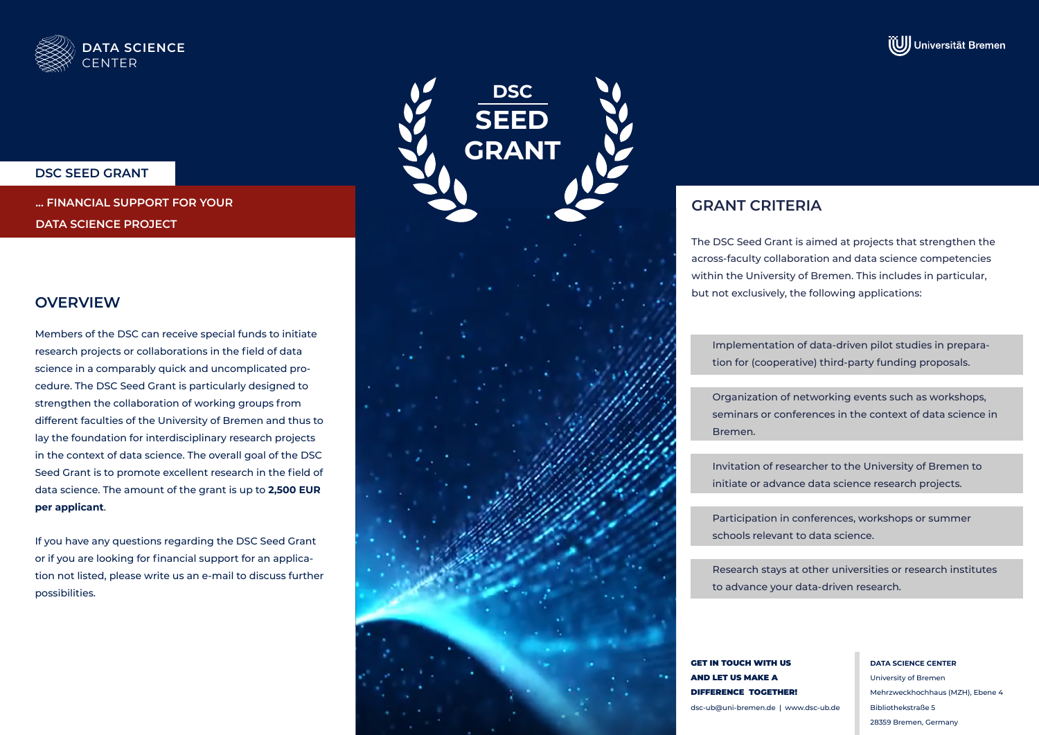DATA SCIENCE CENTER

Universität Bremen

# DSC SEED GRANT

**... FINANCIAL SUPPORT FOR YOUR DATA SCIENCE PROJECT**

DSC SEED GRANT

## OVERVIEW

Members of the DSC can receive special funds to initiate research projects or collaborations in the field of data science in a comparably quick and uncomplicated procedure. The DSC Seed Grant is particularly designed to strengthen the collaboration of working groups from different faculties of the University of Bremen and thus to lay the foundation for interdisciplinary research projects in the context of data science. The overall goal of the DSC Seed Grant is to promote excellent research in the field of data science. The amount of the grant is up to **2,500 EUR per applicant**.

If you have any questions regarding the DSC Seed Grant or if you are looking for financial support for an application not listed, please write us an e-mail to discuss further possibilities.

## GRANT CRITERIA

The DSC Seed Grant is aimed at projects that strengthen the across-faculty collaboration and data science competencies within the University of Bremen. This includes in particular, but not exclusively, the following applications:

- Implementation of data-driven pilot studies in preparation for (cooperative) third-party funding proposals.
- Organization of networking events such as workshops, seminars or conferences in the context of data science in Bremen.
- Invitation of researcher to the University of Bremen to initiate or advance data science research projects.
- Participation in conferences, workshops or summer schools relevant to data science.
- Research stays at other universities or research institutes to advance your data-driven research.

**GET IN TOUCH WITH US AND LET US MAKE A DIFFERENCE TOGETHER!**

dsc-ub@uni-bremen.de | www.dsc-ub.de

**DATA SCIENCE CENTER**
University of Bremen
Mehrzweckhochhaus (MZH), Ebene 4
Bibliothekstraße 5
28359 Bremen, Germany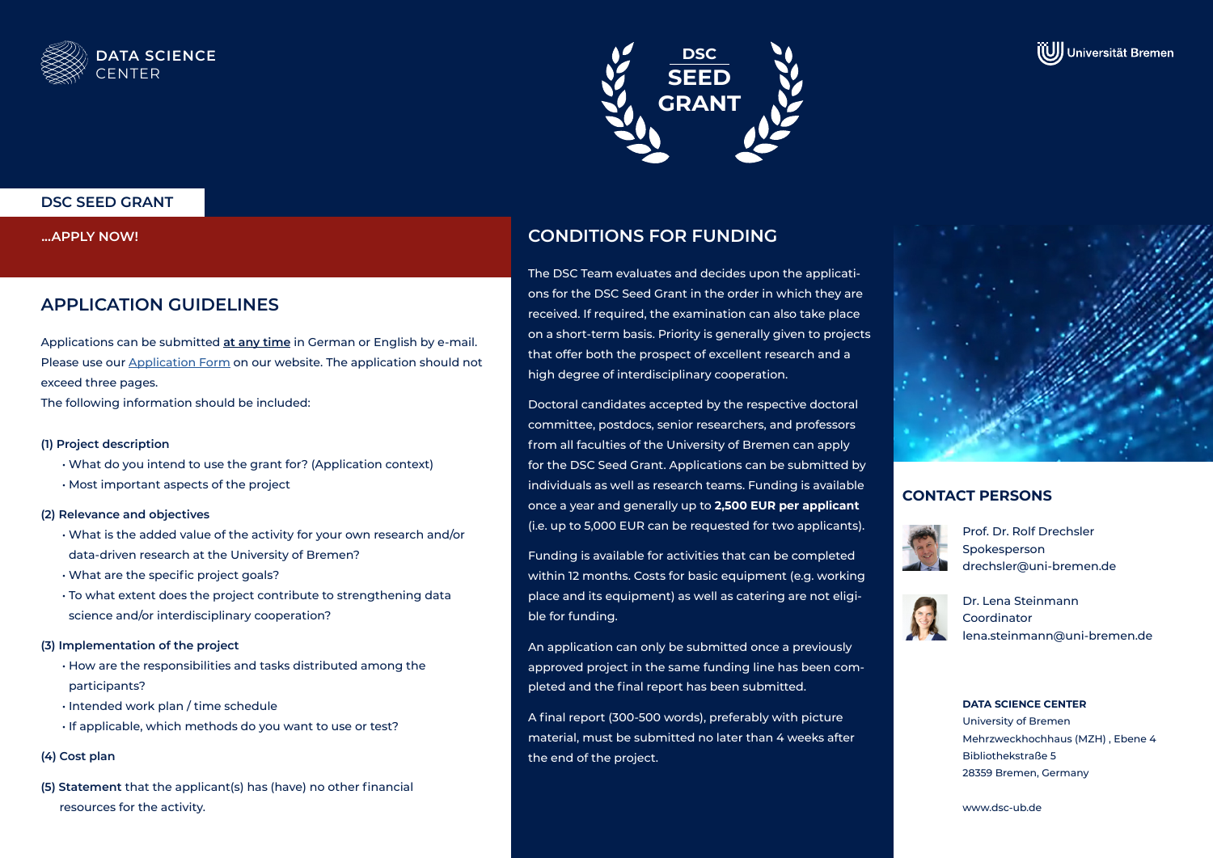DATA SCIENCE CENTER

# DSC SEED GRANT

Universität Bremen

## DSC SEED GRANT

**...APPLY NOW!**

## APPLICATION GUIDELINES

Applications can be submitted **at any time** in German or English by e-mail. Please use our Application Form on our website. The application should not exceed three pages.
The following information should be included:

**(1) Project description**

- What do you intend to use the grant for? (Application context)
- Most important aspects of the project

**(2) Relevance and objectives**

- What is the added value of the activity for your own research and/or data-driven research at the University of Bremen?
- What are the specific project goals?
- To what extent does the project contribute to strengthening data science and/or interdisciplinary cooperation?

**(3) Implementation of the project**

- How are the responsibilities and tasks distributed among the participants?
- Intended work plan / time schedule
- If applicable, which methods do you want to use or test?

**(4) Cost plan**

**(5) Statement** that the applicant(s) has (have) no other financial resources for the activity.

## CONDITIONS FOR FUNDING

The DSC Team evaluates and decides upon the applications for the DSC Seed Grant in the order in which they are received. If required, the examination can also take place on a short-term basis. Priority is generally given to projects that offer both the prospect of excellent research and a high degree of interdisciplinary cooperation.

Doctoral candidates accepted by the respective doctoral committee, postdocs, senior researchers, and professors from all faculties of the University of Bremen can apply for the DSC Seed Grant. Applications can be submitted by individuals as well as research teams. Funding is available once a year and generally up to **2,500 EUR per applicant** (i.e. up to 5,000 EUR can be requested for two applicants).

Funding is available for activities that can be completed within 12 months. Costs for basic equipment (e.g. working place and its equipment) as well as catering are not eligible for funding.

An application can only be submitted once a previously approved project in the same funding line has been completed and the final report has been submitted.

A final report (300-500 words), preferably with picture material, must be submitted no later than 4 weeks after the end of the project.

## CONTACT PERSONS

Prof. Dr. Rolf Drechsler
Spokesperson
drechsler@uni-bremen.de

Dr. Lena Steinmann
Coordinator
lena.steinmann@uni-bremen.de

**DATA SCIENCE CENTER**
University of Bremen
Mehrzweckhochhaus (MZH) , Ebene 4
Bibliothekstraße 5
28359 Bremen, Germany

www.dsc-ub.de